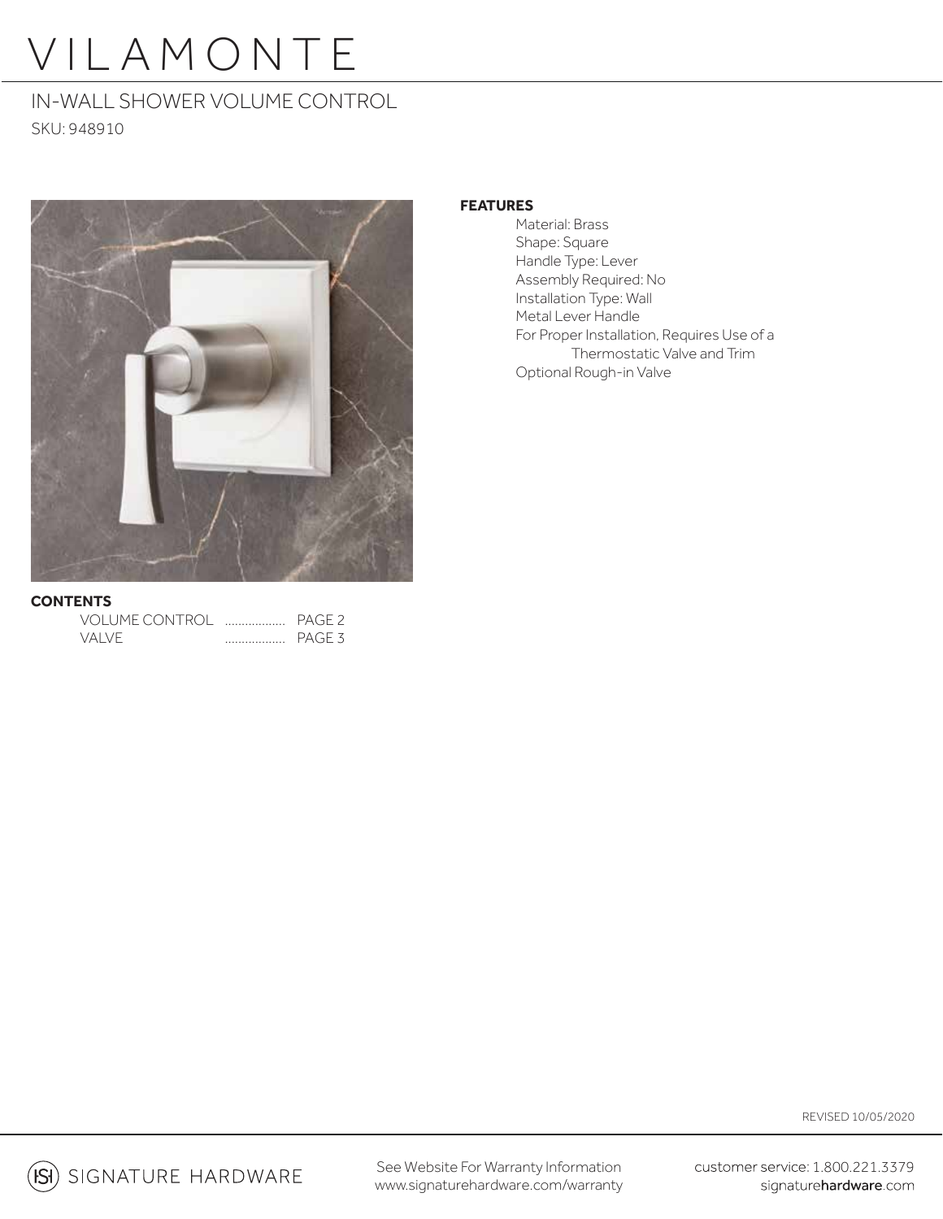# VILAMONTE

## IN-WALL SHOWER VOLUME CONTROL

SKU: 948910

**FEATURES**

- Material: Brass
- Shape: Square
- Handle Type: Lever
- Assembly Required: No
- Installation Type: Wall
- Metal Lever Handle
- For Proper Installation, Requires Use of a Thermostatic Valve and Trim
- Optional Rough-in Valve

**CONTENTS**

| | | |
|---|---|---|
| VOLUME CONTROL | .................. | PAGE 2 |
| VALVE | .................. | PAGE 3 |

REVISED 10/05/2020

SIGNATURE HARDWARE

See Website For Warranty Information
www.signaturehardware.com/warranty

customer service: 1.800.221.3379
signaturehardware.com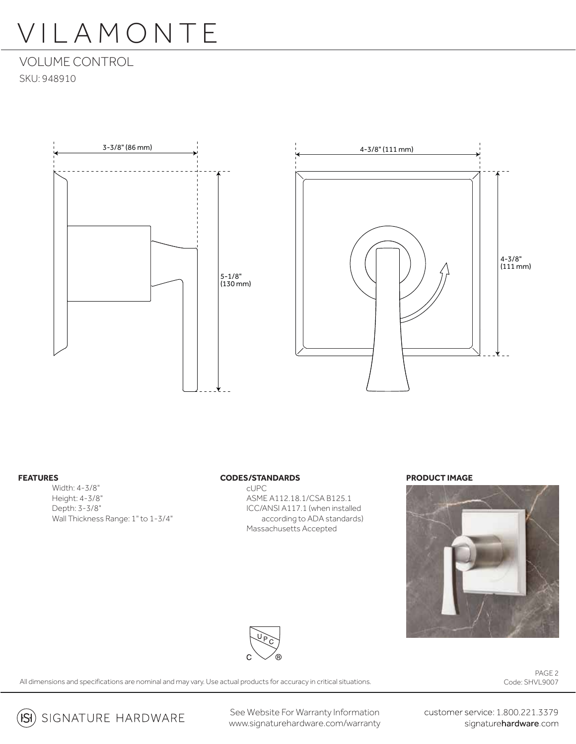# VILAMONTE

## VOLUME CONTROL

SKU: 948910

3-3/8" (86 mm)

5-1/8" (130 mm)

4-3/8" (111 mm)

4-3/8" (111 mm)

**FEATURES**

- Width: 4-3/8"
- Height: 4-3/8"
- Depth: 3-3/8"
- Wall Thickness Range: 1" to 1-3/4"

**CODES/STANDARDS**

- cUPC
- ASME A112.18.1/CSA B125.1
- ICC/ANSI A117.1 (when installed according to ADA standards)
- Massachusetts Accepted

**PRODUCT IMAGE**

All dimensions and specifications are nominal and may vary. Use actual products for accuracy in critical situations.

Code: SHVL9007

SIGNATURE HARDWARE

See Website For Warranty Information
www.signaturehardware.com/warranty

customer service: 1.800.221.3379
signaturehardware.com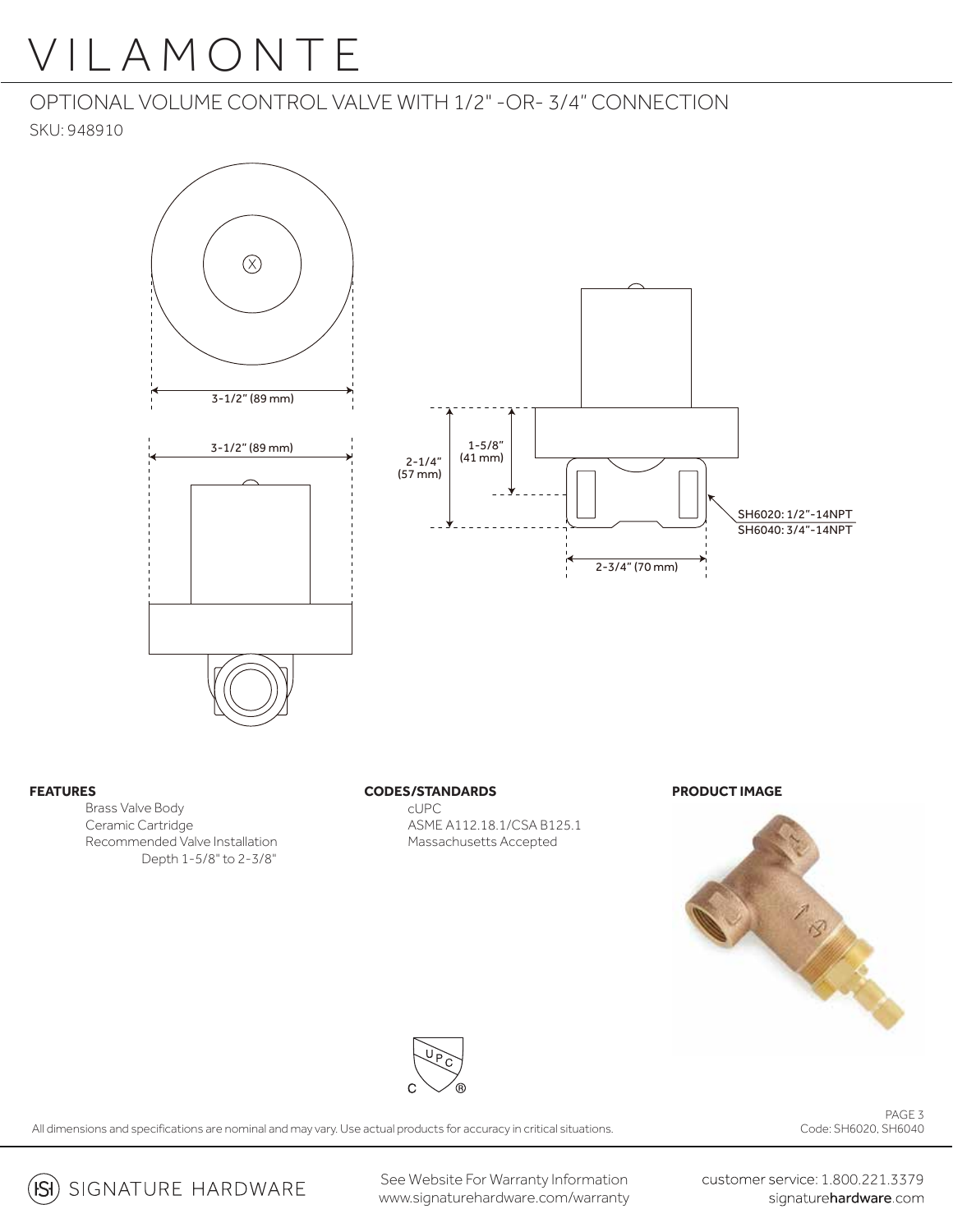# VILAMONTE

## OPTIONAL VOLUME CONTROL VALVE WITH 1/2" -OR- 3/4" CONNECTION

SKU: 948910

3-1/2" (89 mm)

3-1/2" (89 mm)

2-1/4" (57 mm)

1-5/8" (41 mm)

SH6020: 1/2"-14NPT
SH6040: 3/4"-14NPT

2-3/4" (70 mm)

**FEATURES**

- Brass Valve Body
- Ceramic Cartridge
- Recommended Valve Installation Depth 1-5/8" to 2-3/8"

**CODES/STANDARDS**

- cUPC
- ASME A112.18.1/CSA B125.1
- Massachusetts Accepted

**PRODUCT IMAGE**

All dimensions and specifications are nominal and may vary. Use actual products for accuracy in critical situations.

Code: SH6020, SH6040

SIGNATURE HARDWARE

See Website For Warranty Information
www.signaturehardware.com/warranty

customer service: 1.800.221.3379
signaturehardware.com